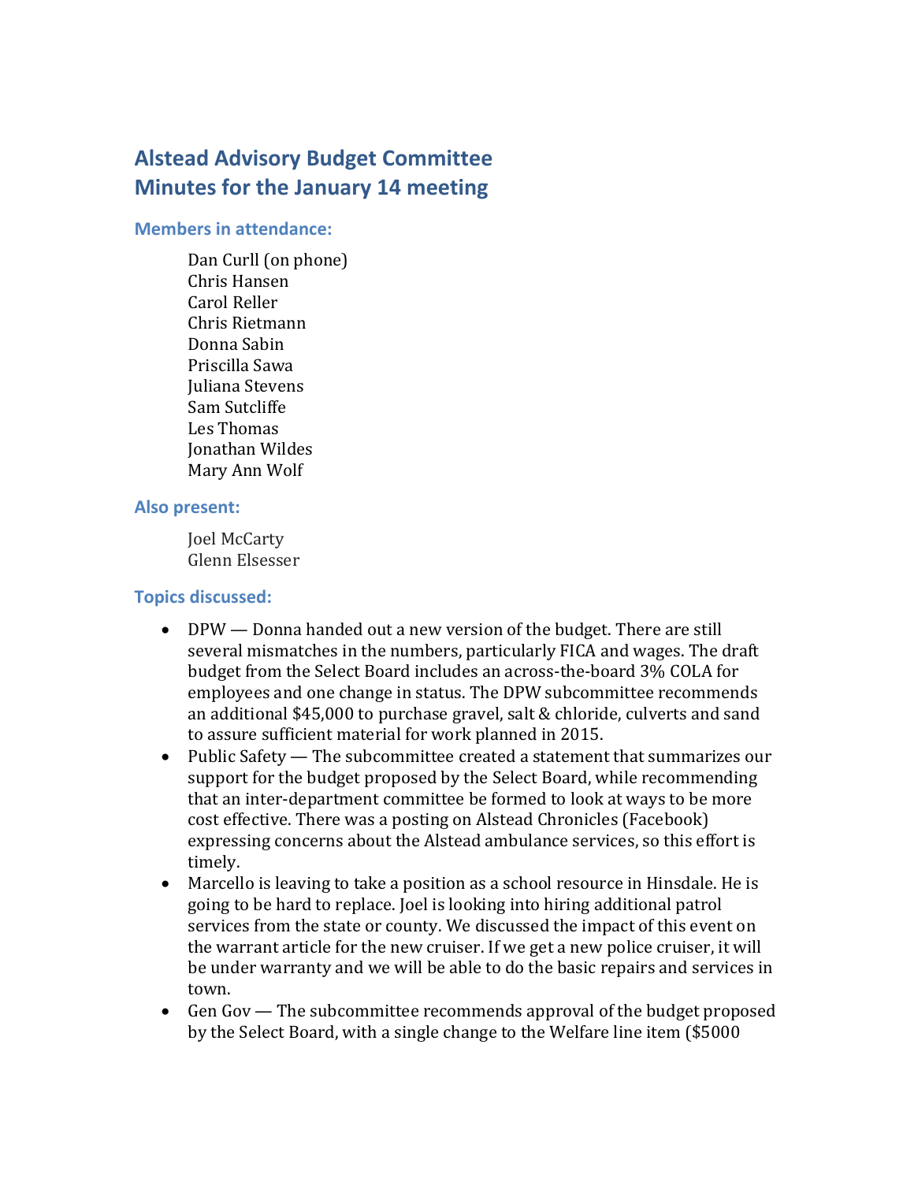# Alstead Advisory Budget Committee
# Minutes for the January 14 meeting

### Members in attendance:

Dan Curll (on phone)
Chris Hansen
Carol Reller
Chris Rietmann
Donna Sabin
Priscilla Sawa
Juliana Stevens
Sam Sutcliffe
Les Thomas
Jonathan Wildes
Mary Ann Wolf

### Also present:

Joel McCarty
Glenn Elsesser

### Topics discussed:

- DPW — Donna handed out a new version of the budget. There are still several mismatches in the numbers, particularly FICA and wages. The draft budget from the Select Board includes an across-the-board 3% COLA for employees and one change in status. The DPW subcommittee recommends an additional $45,000 to purchase gravel, salt & chloride, culverts and sand to assure sufficient material for work planned in 2015.
- Public Safety — The subcommittee created a statement that summarizes our support for the budget proposed by the Select Board, while recommending that an inter-department committee be formed to look at ways to be more cost effective. There was a posting on Alstead Chronicles (Facebook) expressing concerns about the Alstead ambulance services, so this effort is timely.
- Marcello is leaving to take a position as a school resource in Hinsdale. He is going to be hard to replace. Joel is looking into hiring additional patrol services from the state or county. We discussed the impact of this event on the warrant article for the new cruiser. If we get a new police cruiser, it will be under warranty and we will be able to do the basic repairs and services in town.
- Gen Gov — The subcommittee recommends approval of the budget proposed by the Select Board, with a single change to the Welfare line item ($5000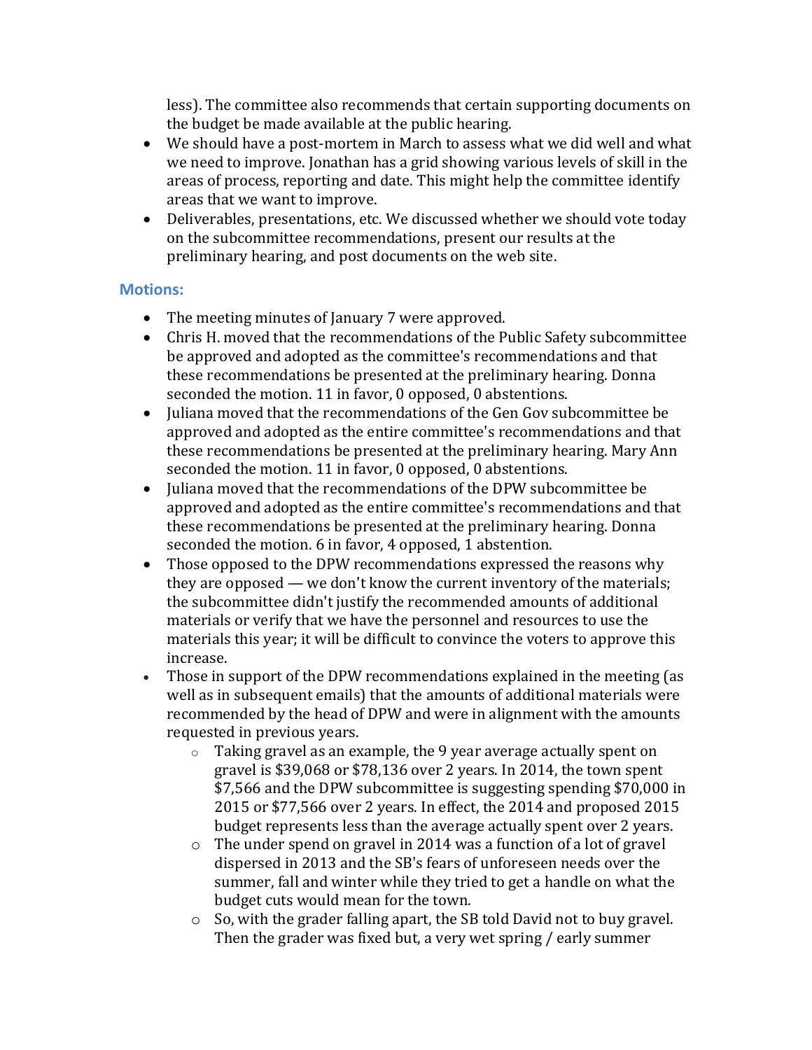less). The committee also recommends that certain supporting documents on the budget be made available at the public hearing.
- We should have a post-mortem in March to assess what we did well and what we need to improve. Jonathan has a grid showing various levels of skill in the areas of process, reporting and date. This might help the committee identify areas that we want to improve.
- Deliverables, presentations, etc. We discussed whether we should vote today on the subcommittee recommendations, present our results at the preliminary hearing, and post documents on the web site.

### Motions:

- The meeting minutes of January 7 were approved.
- Chris H. moved that the recommendations of the Public Safety subcommittee be approved and adopted as the committee's recommendations and that these recommendations be presented at the preliminary hearing. Donna seconded the motion. 11 in favor, 0 opposed, 0 abstentions.
- Juliana moved that the recommendations of the Gen Gov subcommittee be approved and adopted as the entire committee's recommendations and that these recommendations be presented at the preliminary hearing. Mary Ann seconded the motion. 11 in favor, 0 opposed, 0 abstentions.
- Juliana moved that the recommendations of the DPW subcommittee be approved and adopted as the entire committee's recommendations and that these recommendations be presented at the preliminary hearing. Donna seconded the motion. 6 in favor, 4 opposed, 1 abstention.
- Those opposed to the DPW recommendations expressed the reasons why they are opposed — we don't know the current inventory of the materials; the subcommittee didn't justify the recommended amounts of additional materials or verify that we have the personnel and resources to use the materials this year; it will be difficult to convince the voters to approve this increase.
- Those in support of the DPW recommendations explained in the meeting (as well as in subsequent emails) that the amounts of additional materials were recommended by the head of DPW and were in alignment with the amounts requested in previous years.
    - Taking gravel as an example, the 9 year average actually spent on gravel is $39,068 or $78,136 over 2 years. In 2014, the town spent $7,566 and the DPW subcommittee is suggesting spending $70,000 in 2015 or $77,566 over 2 years. In effect, the 2014 and proposed 2015 budget represents less than the average actually spent over 2 years.
    - The under spend on gravel in 2014 was a function of a lot of gravel dispersed in 2013 and the SB's fears of unforeseen needs over the summer, fall and winter while they tried to get a handle on what the budget cuts would mean for the town.
    - So, with the grader falling apart, the SB told David not to buy gravel. Then the grader was fixed but, a very wet spring / early summer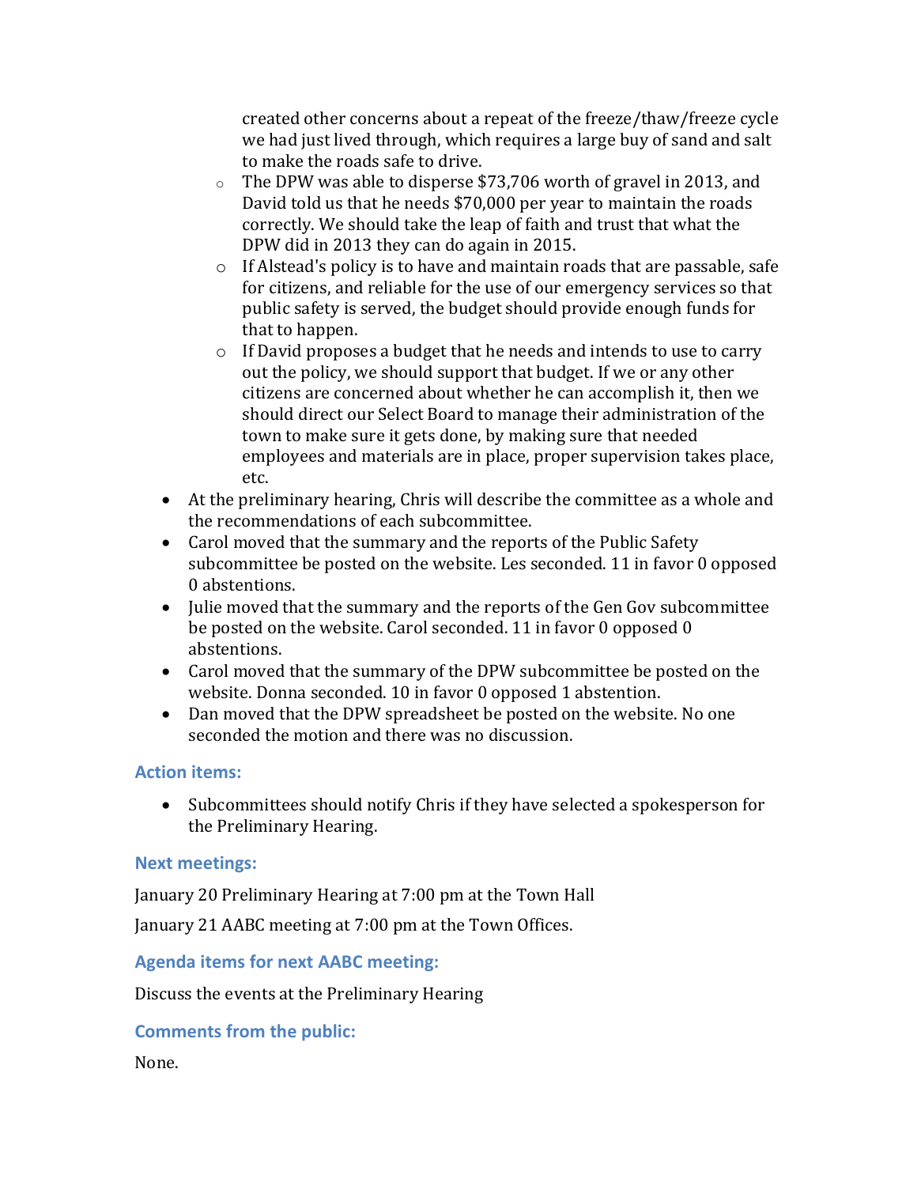created other concerns about a repeat of the freeze/thaw/freeze cycle we had just lived through, which requires a large buy of sand and salt to make the roads safe to drive.

  - The DPW was able to disperse $73,706 worth of gravel in 2013, and David told us that he needs $70,000 per year to maintain the roads correctly. We should take the leap of faith and trust that what the DPW did in 2013 they can do again in 2015.
  - If Alstead's policy is to have and maintain roads that are passable, safe for citizens, and reliable for the use of our emergency services so that public safety is served, the budget should provide enough funds for that to happen.
  - If David proposes a budget that he needs and intends to use to carry out the policy, we should support that budget. If we or any other citizens are concerned about whether he can accomplish it, then we should direct our Select Board to manage their administration of the town to make sure it gets done, by making sure that needed employees and materials are in place, proper supervision takes place, etc.

- At the preliminary hearing, Chris will describe the committee as a whole and the recommendations of each subcommittee.
- Carol moved that the summary and the reports of the Public Safety subcommittee be posted on the website. Les seconded. 11 in favor 0 opposed 0 abstentions.
- Julie moved that the summary and the reports of the Gen Gov subcommittee be posted on the website. Carol seconded. 11 in favor 0 opposed 0 abstentions.
- Carol moved that the summary of the DPW subcommittee be posted on the website. Donna seconded. 10 in favor 0 opposed 1 abstention.
- Dan moved that the DPW spreadsheet be posted on the website. No one seconded the motion and there was no discussion.

### Action items:

- Subcommittees should notify Chris if they have selected a spokesperson for the Preliminary Hearing.

### Next meetings:

January 20 Preliminary Hearing at 7:00 pm at the Town Hall

January 21 AABC meeting at 7:00 pm at the Town Offices.

### Agenda items for next AABC meeting:

Discuss the events at the Preliminary Hearing

### Comments from the public:

None.